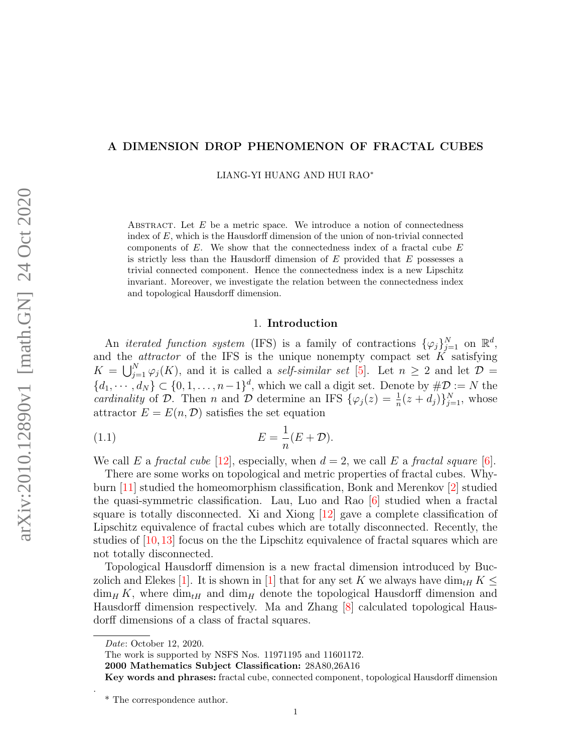# A DIMENSION DROP PHENOMENON OF FRACTAL CUBES

LIANG-YI HUANG AND HUI RAO*

Abstract. Let $E$ be a metric space. We introduce a notion of connectedness index of $E$, which is the Hausdorff dimension of the union of non-trivial connected components of $E$. We show that the connectedness index of a fractal cube $E$ is strictly less than the Hausdorff dimension of $E$ provided that $E$ possesses a trivial connected component. Hence the connectedness index is a new Lipschitz invariant. Moreover, we investigate the relation between the connectedness index and topological Hausdorff dimension.

## 1. Introduction

An *iterated function system* (IFS) is a family of contractions $\{\varphi_j\}_{j=1}^N$ on $\mathbb{R}^d$, and the *attractor* of the IFS is the unique nonempty compact set $K$ satisfying $K = \bigcup_{j=1}^N \varphi_j(K)$, and it is called a *self-similar set* [5]. Let $n \geq 2$ and let $\mathcal{D} = \{d_1, \cdots, d_N\} \subset \{0, 1, \dots, n-1\}^d$, which we call a digit set. Denote by $\#\mathcal{D} := N$ the *cardinality* of $\mathcal{D}$. Then $n$ and $\mathcal{D}$ determine an IFS $\{\varphi_j(z) = \frac{1}{n}(z + d_j)\}_{j=1}^N$, whose attractor $E = E(n, \mathcal{D})$ satisfies the set equation

$$E = \frac{1}{n}(E + \mathcal{D}). \tag{1.1}$$

We call $E$ a *fractal cube* [12], especially, when $d = 2$, we call $E$ a *fractal square* [6].

There are some works on topological and metric properties of fractal cubes. Whyburn [11] studied the homeomorphism classification, Bonk and Merenkov [2] studied the quasi-symmetric classification. Lau, Luo and Rao [6] studied when a fractal square is totally disconnected. Xi and Xiong [12] gave a complete classification of Lipschitz equivalence of fractal cubes which are totally disconnected. Recently, the studies of [10, 13] focus on the the Lipschitz equivalence of fractal squares which are not totally disconnected.

Topological Hausdorff dimension is a new fractal dimension introduced by Buczolich and Elekes [1]. It is shown in [1] that for any set $K$ we always have $\dim_{tH} K \leq \dim_H K$, where $\dim_{tH}$ and $\dim_H$ denote the topological Hausdorff dimension and Hausdorff dimension respectively. Ma and Zhang [8] calculated topological Hausdorff dimensions of a class of fractal squares.

---

*Date*: October 12, 2020.

The work is supported by NSFS Nos. 11971195 and 11601172.

**2000 Mathematics Subject Classification:** 28A80,26A16

**Key words and phrases:** fractal cube, connected component, topological Hausdorff dimension

.

\* The correspondence author.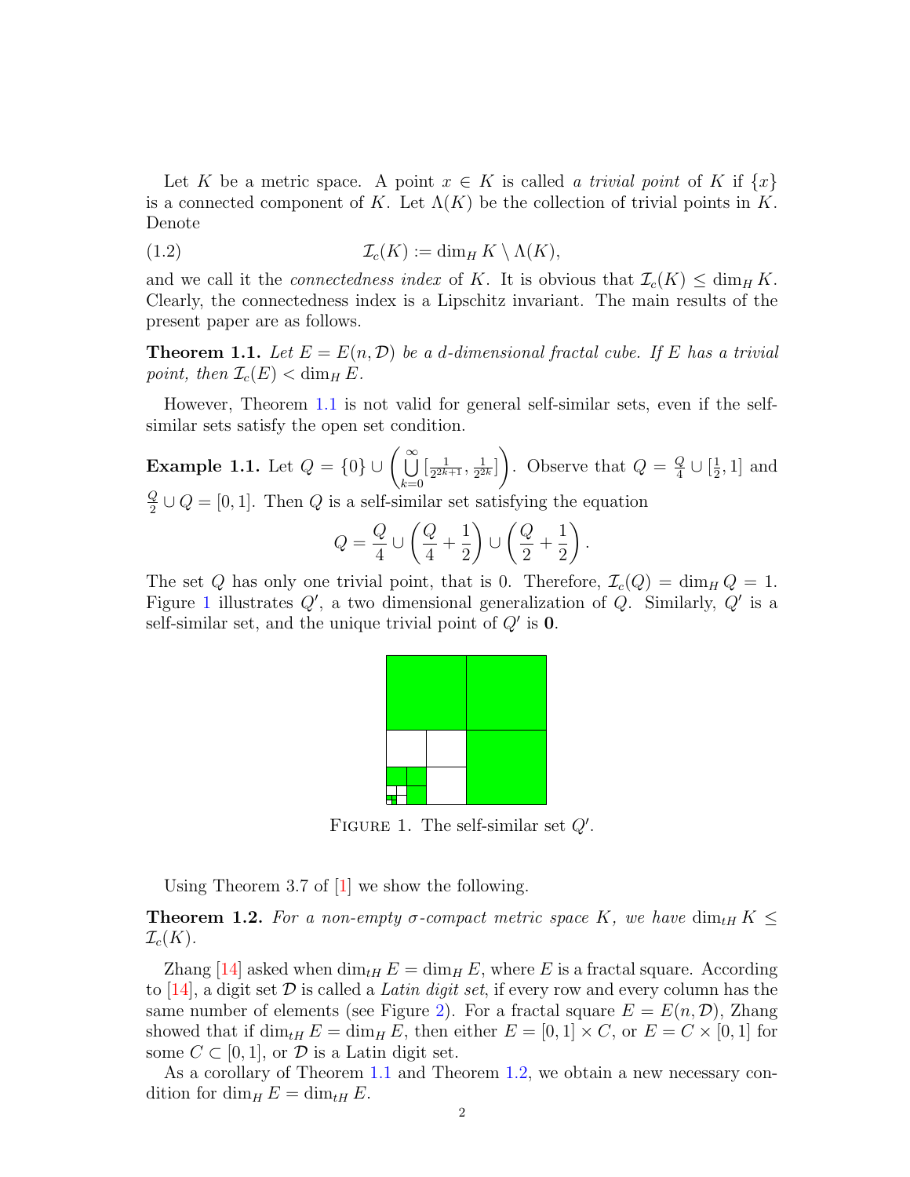Let $K$ be a metric space. A point $x \in K$ is called *a trivial point* of $K$ if $\{x\}$ is a connected component of $K$. Let $\Lambda(K)$ be the collection of trivial points in $K$. Denote

$$\mathcal{I}_c(K) := \dim_H K \setminus \Lambda(K), \tag{1.2}$$

and we call it the *connectedness index* of $K$. It is obvious that $\mathcal{I}_c(K) \leq \dim_H K$. Clearly, the connectedness index is a Lipschitz invariant. The main results of the present paper are as follows.

**Theorem 1.1.** *Let $E = E(n, \mathcal{D})$ be a $d$-dimensional fractal cube. If $E$ has a trivial point, then $\mathcal{I}_c(E) < \dim_H E$.*

However, Theorem 1.1 is not valid for general self-similar sets, even if the self-similar sets satisfy the open set condition.

**Example 1.1.** Let $Q = \{0\} \cup \left( \bigcup_{k=0}^{\infty} [\frac{1}{2^{2k+1}}, \frac{1}{2^{2k}}] \right)$. Observe that $Q = \frac{Q}{4} \cup [\frac{1}{2}, 1]$ and $\frac{Q}{2} \cup Q = [0, 1]$. Then $Q$ is a self-similar set satisfying the equation

$$Q = \frac{Q}{4} \cup \left( \frac{Q}{4} + \frac{1}{2} \right) \cup \left( \frac{Q}{2} + \frac{1}{2} \right).$$

The set $Q$ has only one trivial point, that is 0. Therefore, $\mathcal{I}_c(Q) = \dim_H Q = 1$. Figure 1 illustrates $Q'$, a two dimensional generalization of $Q$. Similarly, $Q'$ is a self-similar set, and the unique trivial point of $Q'$ is $\mathbf{0}$.

FIGURE 1. The self-similar set $Q'$.

Using Theorem 3.7 of [1] we show the following.

**Theorem 1.2.** *For a non-empty $\sigma$-compact metric space $K$, we have $\dim_{tH} K \leq \mathcal{I}_c(K)$.*

Zhang [14] asked when $\dim_{tH} E = \dim_H E$, where $E$ is a fractal square. According to [14], a digit set $\mathcal{D}$ is called a *Latin digit set*, if every row and every column has the same number of elements (see Figure 2). For a fractal square $E = E(n, \mathcal{D})$, Zhang showed that if $\dim_{tH} E = \dim_H E$, then either $E = [0, 1] \times C$, or $E = C \times [0, 1]$ for some $C \subset [0, 1]$, or $\mathcal{D}$ is a Latin digit set.

As a corollary of Theorem 1.1 and Theorem 1.2, we obtain a new necessary condition for $\dim_H E = \dim_{tH} E$.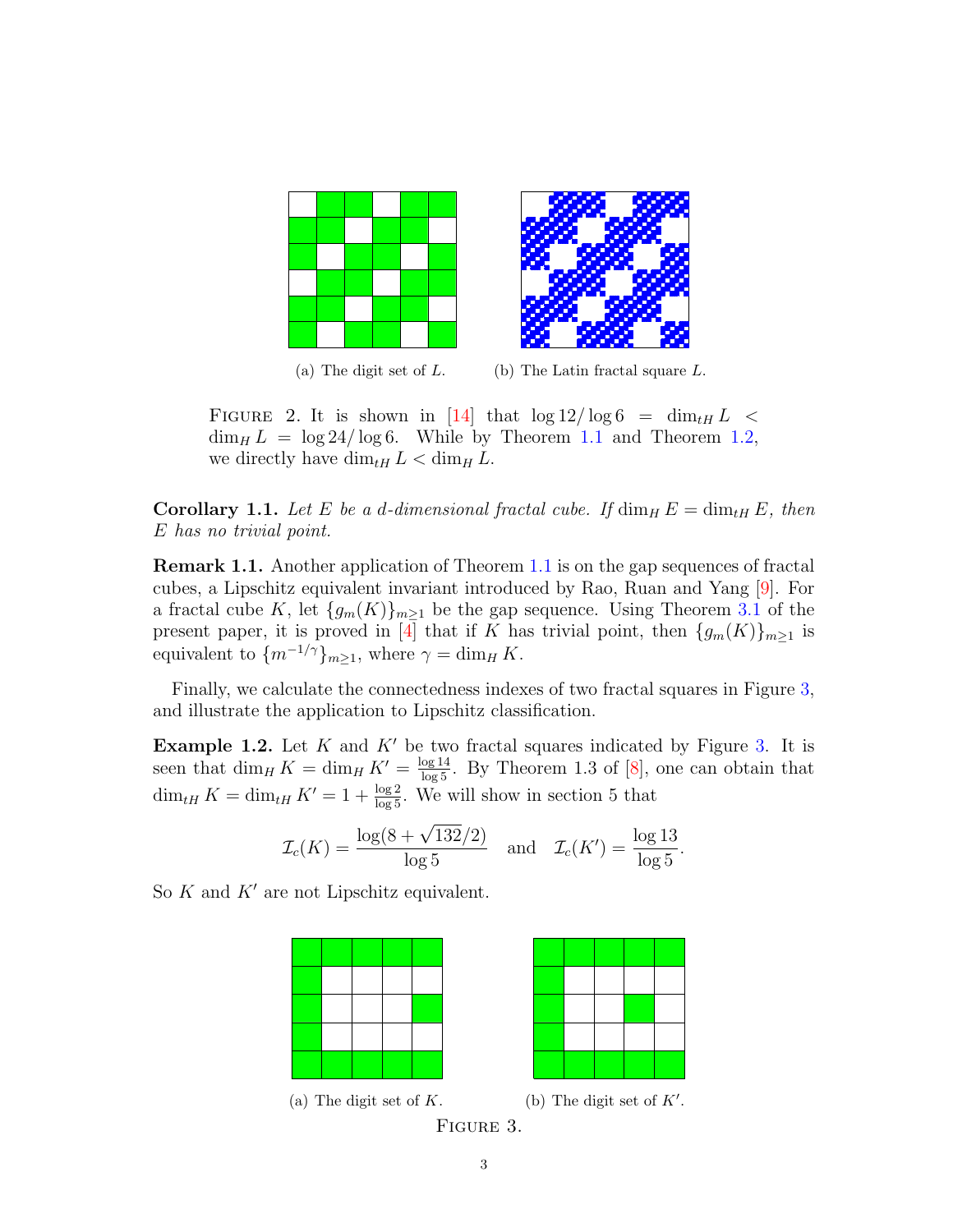(a) The digit set of $L$. (b) The Latin fractal square $L$.

FIGURE 2. It is shown in [14] that $\log 12/\log 6 = \dim_{tH} L < \dim_H L = \log 24/\log 6$. While by Theorem 1.1 and Theorem 1.2, we directly have $\dim_{tH} L < \dim_H L$.

**Corollary 1.1.** *Let $E$ be a $d$-dimensional fractal cube. If $\dim_H E = \dim_{tH} E$, then $E$ has no trivial point.*

**Remark 1.1.** Another application of Theorem 1.1 is on the gap sequences of fractal cubes, a Lipschitz equivalent invariant introduced by Rao, Ruan and Yang [9]. For a fractal cube $K$, let $\{g_m(K)\}_{m\geq 1}$ be the gap sequence. Using Theorem 3.1 of the present paper, it is proved in [4] that if $K$ has trivial point, then $\{g_m(K)\}_{m\geq 1}$ is equivalent to $\{m^{-1/\gamma}\}_{m\geq 1}$, where $\gamma = \dim_H K$.

Finally, we calculate the connectedness indexes of two fractal squares in Figure 3, and illustrate the application to Lipschitz classification.

**Example 1.2.** Let $K$ and $K'$ be two fractal squares indicated by Figure 3. It is seen that $\dim_H K = \dim_H K' = \frac{\log 14}{\log 5}$. By Theorem 1.3 of [8], one can obtain that $\dim_{tH} K = \dim_{tH} K' = 1 + \frac{\log 2}{\log 5}$. We will show in section 5 that

$$\mathcal{I}_c(K) = \frac{\log(8 + \sqrt{132}/2)}{\log 5} \quad \text{and} \quad \mathcal{I}_c(K') = \frac{\log 13}{\log 5}.$$

So $K$ and $K'$ are not Lipschitz equivalent.

(a) The digit set of $K$. (b) The digit set of $K'$.

FIGURE 3.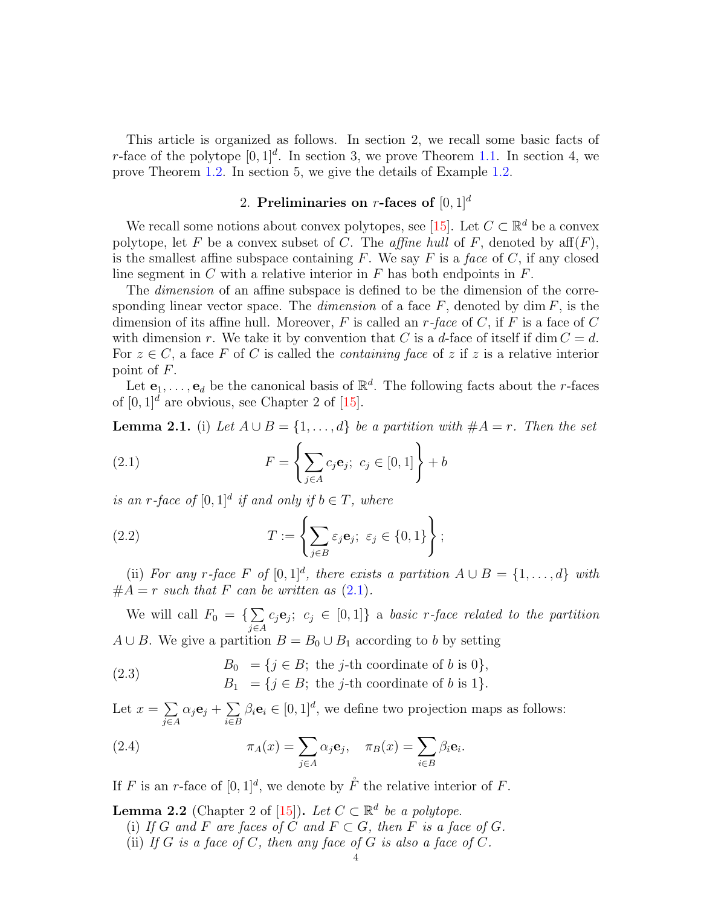This article is organized as follows. In section 2, we recall some basic facts of $r$-face of the polytope $[0,1]^d$. In section 3, we prove Theorem 1.1. In section 4, we prove Theorem 1.2. In section 5, we give the details of Example 1.2.

## 2. Preliminaries on $r$-faces of $[0,1]^d$

We recall some notions about convex polytopes, see [15]. Let $C \subset \mathbb{R}^d$ be a convex polytope, let $F$ be a convex subset of $C$. The *affine hull* of $F$, denoted by $\mathrm{aff}(F)$, is the smallest affine subspace containing $F$. We say $F$ is a *face* of $C$, if any closed line segment in $C$ with a relative interior in $F$ has both endpoints in $F$.

The *dimension* of an affine subspace is defined to be the dimension of the corresponding linear vector space. The *dimension* of a face $F$, denoted by $\dim F$, is the dimension of its affine hull. Moreover, $F$ is called an *$r$-face* of $C$, if $F$ is a face of $C$ with dimension $r$. We take it by convention that $C$ is a $d$-face of itself if $\dim C = d$. For $z \in C$, a face $F$ of $C$ is called the *containing face* of $z$ if $z$ is a relative interior point of $F$.

Let $\mathbf{e}_1, \dots, \mathbf{e}_d$ be the canonical basis of $\mathbb{R}^d$. The following facts about the $r$-faces of $[0,1]^d$ are obvious, see Chapter 2 of [15].

**Lemma 2.1.** (i) *Let $A \cup B = \{1, \dots, d\}$ be a partition with $\#A = r$. Then the set*

$$F = \left\{ \sum_{j \in A} c_j \mathbf{e}_j;\ c_j \in [0,1] \right\} + b \tag{2.1}$$

*is an $r$-face of $[0,1]^d$ if and only if $b \in T$, where*

$$T := \left\{ \sum_{j \in B} \varepsilon_j \mathbf{e}_j;\ \varepsilon_j \in \{0,1\} \right\}; \tag{2.2}$$

(ii) *For any $r$-face $F$ of $[0,1]^d$, there exists a partition $A \cup B = \{1, \dots, d\}$ with $\#A = r$ such that $F$ can be written as (2.1).*

We will call $F_0 = \{\sum_{j \in A} c_j \mathbf{e}_j;\ c_j \in [0,1]\}$ a *basic $r$-face related to the partition* $A \cup B$. We give a partition $B = B_0 \cup B_1$ according to $b$ by setting

$$\begin{aligned} B_0 &= \{j \in B;\ \text{the } j\text{-th coordinate of } b \text{ is } 0\}, \\ B_1 &= \{j \in B;\ \text{the } j\text{-th coordinate of } b \text{ is } 1\}. \end{aligned} \tag{2.3}$$

Let $x = \sum_{j \in A} \alpha_j \mathbf{e}_j + \sum_{i \in B} \beta_i \mathbf{e}_i \in [0,1]^d$, we define two projection maps as follows:

$$\pi_A(x) = \sum_{j \in A} \alpha_j \mathbf{e}_j, \quad \pi_B(x) = \sum_{i \in B} \beta_i \mathbf{e}_i. \tag{2.4}$$

If $F$ is an $r$-face of $[0,1]^d$, we denote by $\mathring{F}$ the relative interior of $F$.

**Lemma 2.2** (Chapter 2 of [15])**.** *Let $C \subset \mathbb{R}^d$ be a polytope.*
(i) *If $G$ and $F$ are faces of $C$ and $F \subset G$, then $F$ is a face of $G$.*
(ii) *If $G$ is a face of $C$, then any face of $G$ is also a face of $C$.*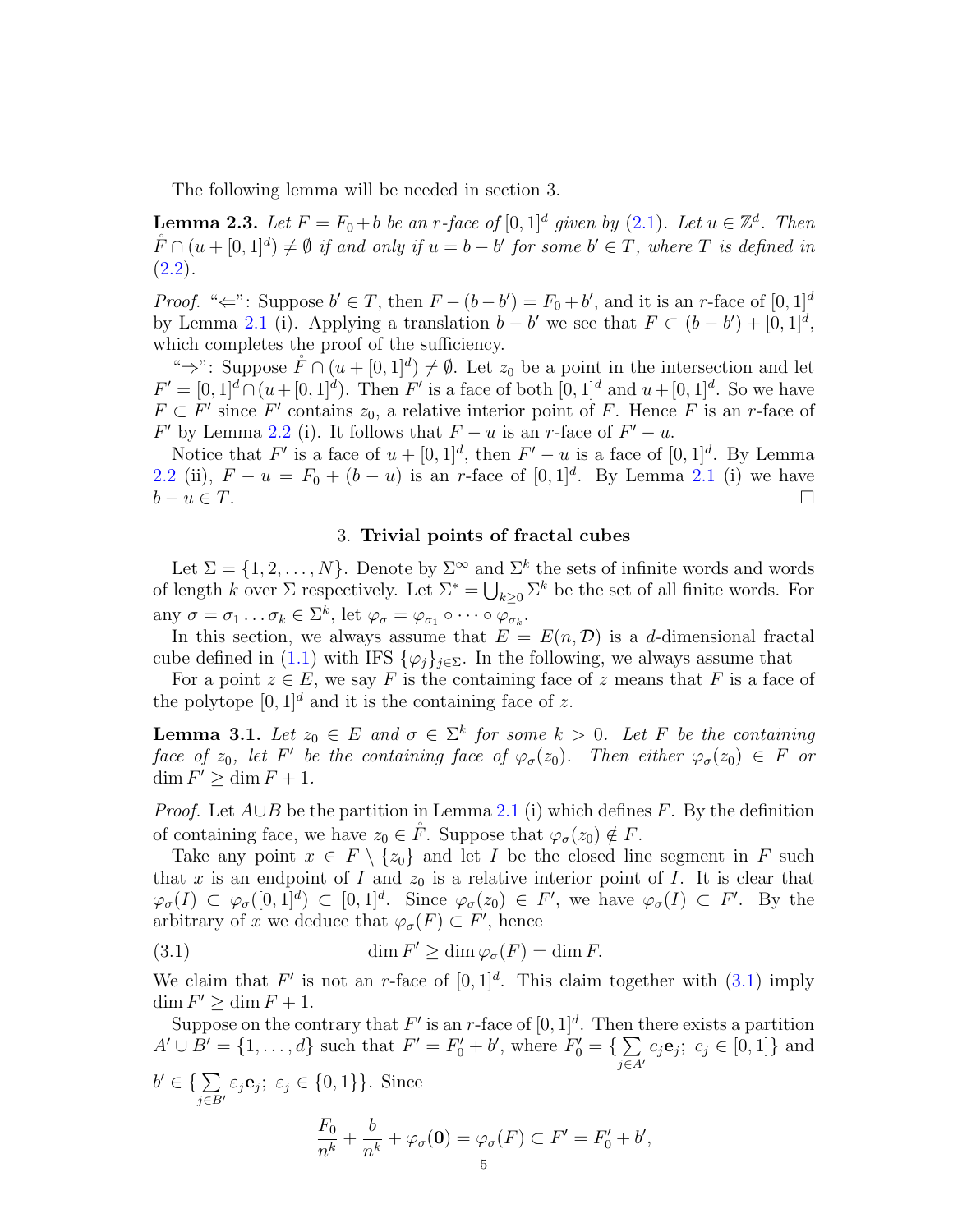The following lemma will be needed in section 3.

**Lemma 2.3.** *Let $F = F_0 + b$ be an $r$-face of $[0,1]^d$ given by (2.1). Let $u \in \mathbb{Z}^d$. Then $\mathring{F} \cap (u + [0,1]^d) \neq \emptyset$ if and only if $u = b - b'$ for some $b' \in T$, where $T$ is defined in (2.2).*

*Proof.* "$\Leftarrow$": Suppose $b' \in T$, then $F - (b - b') = F_0 + b'$, and it is an $r$-face of $[0,1]^d$ by Lemma 2.1 (i). Applying a translation $b - b'$ we see that $F \subset (b - b') + [0,1]^d$, which completes the proof of the sufficiency.

"$\Rightarrow$": Suppose $\mathring{F} \cap (u + [0,1]^d) \neq \emptyset$. Let $z_0$ be a point in the intersection and let $F' = [0,1]^d \cap (u + [0,1]^d)$. Then $F'$ is a face of both $[0,1]^d$ and $u + [0,1]^d$. So we have $F \subset F'$ since $F'$ contains $z_0$, a relative interior point of $F$. Hence $F$ is an $r$-face of $F'$ by Lemma 2.2 (i). It follows that $F - u$ is an $r$-face of $F' - u$.

Notice that $F'$ is a face of $u + [0,1]^d$, then $F' - u$ is a face of $[0,1]^d$. By Lemma 2.2 (ii), $F - u = F_0 + (b - u)$ is an $r$-face of $[0,1]^d$. By Lemma 2.1 (i) we have $b - u \in T$. $\square$

## 3. Trivial points of fractal cubes

Let $\Sigma = \{1, 2, \ldots, N\}$. Denote by $\Sigma^\infty$ and $\Sigma^k$ the sets of infinite words and words of length $k$ over $\Sigma$ respectively. Let $\Sigma^* = \bigcup_{k \geq 0} \Sigma^k$ be the set of all finite words. For any $\sigma = \sigma_1 \ldots \sigma_k \in \Sigma^k$, let $\varphi_\sigma = \varphi_{\sigma_1} \circ \cdots \circ \varphi_{\sigma_k}$.

In this section, we always assume that $E = E(n, \mathcal{D})$ is a $d$-dimensional fractal cube defined in (1.1) with IFS $\{\varphi_j\}_{j \in \Sigma}$. In the following, we always assume that

For a point $z \in E$, we say $F$ is the containing face of $z$ means that $F$ is a face of the polytope $[0,1]^d$ and it is the containing face of $z$.

**Lemma 3.1.** *Let $z_0 \in E$ and $\sigma \in \Sigma^k$ for some $k > 0$. Let $F$ be the containing face of $z_0$, let $F'$ be the containing face of $\varphi_\sigma(z_0)$. Then either $\varphi_\sigma(z_0) \in F$ or $\dim F' \geq \dim F + 1$.*

*Proof.* Let $A \cup B$ be the partition in Lemma 2.1 (i) which defines $F$. By the definition of containing face, we have $z_0 \in \mathring{F}$. Suppose that $\varphi_\sigma(z_0) \notin F$.

Take any point $x \in F \setminus \{z_0\}$ and let $I$ be the closed line segment in $F$ such that $x$ is an endpoint of $I$ and $z_0$ is a relative interior point of $I$. It is clear that $\varphi_\sigma(I) \subset \varphi_\sigma([0,1]^d) \subset [0,1]^d$. Since $\varphi_\sigma(z_0) \in F'$, we have $\varphi_\sigma(I) \subset F'$. By the arbitrary of $x$ we deduce that $\varphi_\sigma(F) \subset F'$, hence

$$\dim F' \geq \dim \varphi_\sigma(F) = \dim F. \tag{3.1}$$

We claim that $F'$ is not an $r$-face of $[0,1]^d$. This claim together with (3.1) imply $\dim F' \geq \dim F + 1$.

Suppose on the contrary that $F'$ is an $r$-face of $[0,1]^d$. Then there exists a partition $A' \cup B' = \{1, \ldots, d\}$ such that $F' = F'_0 + b'$, where $F'_0 = \{\sum_{j \in A'} c_j \mathbf{e}_j;\ c_j \in [0,1]\}$ and $b' \in \{\sum_{j \in B'} \varepsilon_j \mathbf{e}_j;\ \varepsilon_j \in \{0,1\}\}$. Since

$$\frac{F_0}{n^k} + \frac{b}{n^k} + \varphi_\sigma(\mathbf{0}) = \varphi_\sigma(F) \subset F' = F'_0 + b',$$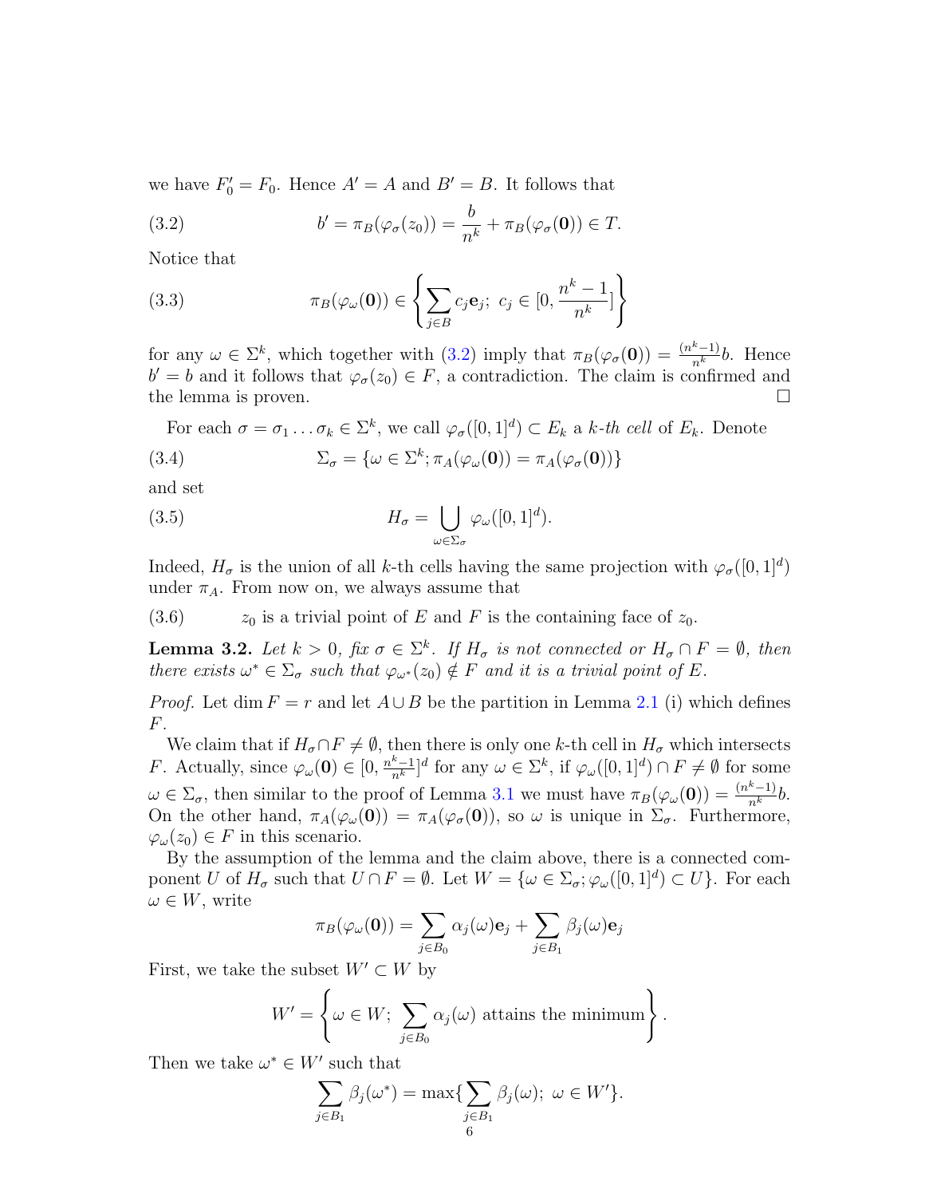we have $F_0' = F_0$. Hence $A' = A$ and $B' = B$. It follows that

$$b' = \pi_B(\varphi_\sigma(z_0)) = \frac{b}{n^k} + \pi_B(\varphi_\sigma(\mathbf{0})) \in T. \tag{3.2}$$

Notice that

$$\pi_B(\varphi_\omega(\mathbf{0})) \in \left\{ \sum_{j\in B} c_j \mathbf{e}_j;\ c_j \in [0, \frac{n^k-1}{n^k}] \right\} \tag{3.3}$$

for any $\omega \in \Sigma^k$, which together with (3.2) imply that $\pi_B(\varphi_\sigma(\mathbf{0})) = \frac{(n^k-1)}{n^k} b$. Hence $b' = b$ and it follows that $\varphi_\sigma(z_0) \in F$, a contradiction. The claim is confirmed and the lemma is proven. □

For each $\sigma = \sigma_1 \dots \sigma_k \in \Sigma^k$, we call $\varphi_\sigma([0,1]^d) \subset E_k$ a *k-th cell* of $E_k$. Denote

$$\Sigma_\sigma = \{\omega \in \Sigma^k; \pi_A(\varphi_\omega(\mathbf{0})) = \pi_A(\varphi_\sigma(\mathbf{0}))\} \tag{3.4}$$

and set

$$H_\sigma = \bigcup_{\omega\in\Sigma_\sigma} \varphi_\omega([0,1]^d). \tag{3.5}$$

Indeed, $H_\sigma$ is the union of all $k$-th cells having the same projection with $\varphi_\sigma([0,1]^d)$ under $\pi_A$. From now on, we always assume that

(3.6) $\quad z_0$ is a trivial point of $E$ and $F$ is the containing face of $z_0$.

**Lemma 3.2.** *Let $k > 0$, fix $\sigma \in \Sigma^k$. If $H_\sigma$ is not connected or $H_\sigma \cap F = \emptyset$, then there exists $\omega^* \in \Sigma_\sigma$ such that $\varphi_{\omega^*}(z_0) \notin F$ and it is a trivial point of $E$.*

*Proof.* Let $\dim F = r$ and let $A \cup B$ be the partition in Lemma 2.1 (i) which defines $F$.

We claim that if $H_\sigma \cap F \neq \emptyset$, then there is only one $k$-th cell in $H_\sigma$ which intersects $F$. Actually, since $\varphi_\omega(\mathbf{0}) \in [0, \frac{n^k-1}{n^k}]^d$ for any $\omega \in \Sigma^k$, if $\varphi_\omega([0,1]^d) \cap F \neq \emptyset$ for some $\omega \in \Sigma_\sigma$, then similar to the proof of Lemma 3.1 we must have $\pi_B(\varphi_\omega(\mathbf{0})) = \frac{(n^k-1)}{n^k} b$. On the other hand, $\pi_A(\varphi_\omega(\mathbf{0})) = \pi_A(\varphi_\sigma(\mathbf{0}))$, so $\omega$ is unique in $\Sigma_\sigma$. Furthermore, $\varphi_\omega(z_0) \in F$ in this scenario.

By the assumption of the lemma and the claim above, there is a connected component $U$ of $H_\sigma$ such that $U \cap F = \emptyset$. Let $W = \{\omega \in \Sigma_\sigma; \varphi_\omega([0,1]^d) \subset U\}$. For each $\omega \in W$, write

$$\pi_B(\varphi_\omega(\mathbf{0})) = \sum_{j\in B_0} \alpha_j(\omega)\mathbf{e}_j + \sum_{j\in B_1} \beta_j(\omega)\mathbf{e}_j$$

First, we take the subset $W' \subset W$ by

$$W' = \left\{ \omega \in W;\ \sum_{j\in B_0} \alpha_j(\omega) \text{ attains the minimum} \right\}.$$

Then we take $\omega^* \in W'$ such that

$$\sum_{j\in B_1} \beta_j(\omega^*) = \max\{\sum_{j\in B_1} \beta_j(\omega);\ \omega \in W'\}.$$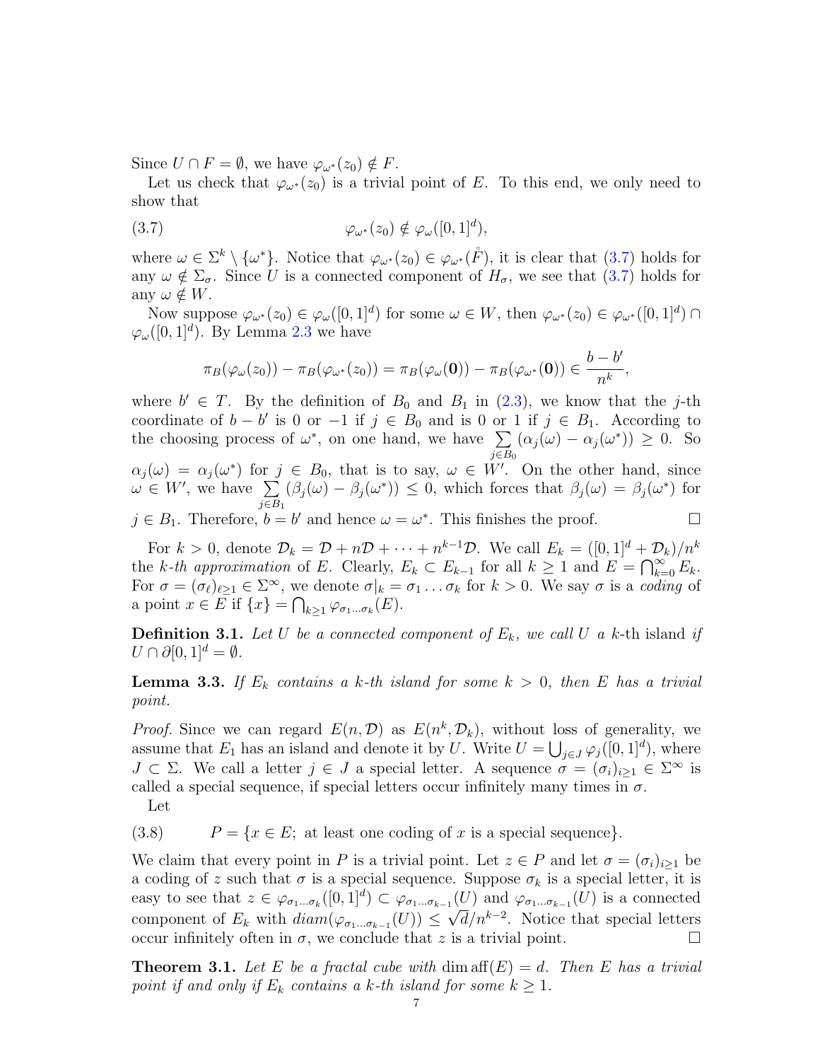Since $U \cap F = \emptyset$, we have $\varphi_{\omega^*}(z_0) \notin F$.

Let us check that $\varphi_{\omega^*}(z_0)$ is a trivial point of $E$. To this end, we only need to show that

$$\varphi_{\omega^*}(z_0) \notin \varphi_\omega([0,1]^d), \tag{3.7}$$

where $\omega \in \Sigma^k \setminus \{\omega^*\}$. Notice that $\varphi_{\omega^*}(z_0) \in \varphi_{\omega^*}(\mathring{F})$, it is clear that (3.7) holds for any $\omega \notin \Sigma_\sigma$. Since $U$ is a connected component of $H_\sigma$, we see that (3.7) holds for any $\omega \notin W$.

Now suppose $\varphi_{\omega^*}(z_0) \in \varphi_\omega([0,1]^d)$ for some $\omega \in W$, then $\varphi_{\omega^*}(z_0) \in \varphi_{\omega^*}([0,1]^d) \cap \varphi_\omega([0,1]^d)$. By Lemma 2.3 we have

$$\pi_B(\varphi_\omega(z_0)) - \pi_B(\varphi_{\omega^*}(z_0)) = \pi_B(\varphi_\omega(\mathbf{0})) - \pi_B(\varphi_{\omega^*}(\mathbf{0})) \in \frac{b-b'}{n^k},$$

where $b' \in T$. By the definition of $B_0$ and $B_1$ in (2.3), we know that the $j$-th coordinate of $b - b'$ is 0 or $-1$ if $j \in B_0$ and is 0 or 1 if $j \in B_1$. According to the choosing process of $\omega^*$, on one hand, we have $\sum_{j\in B_0}(\alpha_j(\omega) - \alpha_j(\omega^*)) \geq 0$. So $\alpha_j(\omega) = \alpha_j(\omega^*)$ for $j \in B_0$, that is to say, $\omega \in W'$. On the other hand, since $\omega \in W'$, we have $\sum_{j\in B_1}(\beta_j(\omega) - \beta_j(\omega^*)) \leq 0$, which forces that $\beta_j(\omega) = \beta_j(\omega^*)$ for $j \in B_1$. Therefore, $b = b'$ and hence $\omega = \omega^*$. This finishes the proof. $\square$

For $k > 0$, denote $\mathcal{D}_k = \mathcal{D} + n\mathcal{D} + \cdots + n^{k-1}\mathcal{D}$. We call $E_k = ([0,1]^d + \mathcal{D}_k)/n^k$ the *$k$-th approximation* of $E$. Clearly, $E_k \subset E_{k-1}$ for all $k \geq 1$ and $E = \bigcap_{k=0}^\infty E_k$. For $\sigma = (\sigma_\ell)_{\ell\geq 1} \in \Sigma^\infty$, we denote $\sigma|_k = \sigma_1 \dots \sigma_k$ for $k > 0$. We say $\sigma$ is a *coding* of a point $x \in E$ if $\{x\} = \bigcap_{k\geq 1} \varphi_{\sigma_1\dots\sigma_k}(E)$.

**Definition 3.1.** *Let $U$ be a connected component of $E_k$, we call $U$ a $k$-*th *island if $U \cap \partial[0,1]^d = \emptyset$.*

**Lemma 3.3.** *If $E_k$ contains a $k$-th island for some $k > 0$, then $E$ has a trivial point.*

*Proof.* Since we can regard $E(n, \mathcal{D})$ as $E(n^k, \mathcal{D}_k)$, without loss of generality, we assume that $E_1$ has an island and denote it by $U$. Write $U = \bigcup_{j\in J} \varphi_j([0,1]^d)$, where $J \subset \Sigma$. We call a letter $j \in J$ a special letter. A sequence $\sigma = (\sigma_i)_{i\geq 1} \in \Sigma^\infty$ is called a special sequence, if special letters occur infinitely many times in $\sigma$.

Let

$$P = \{x \in E;\ \text{at least one coding of } x \text{ is a special sequence}\}. \tag{3.8}$$

We claim that every point in $P$ is a trivial point. Let $z \in P$ and let $\sigma = (\sigma_i)_{i\geq 1}$ be a coding of $z$ such that $\sigma$ is a special sequence. Suppose $\sigma_k$ is a special letter, it is easy to see that $z \in \varphi_{\sigma_1\dots\sigma_k}([0,1]^d) \subset \varphi_{\sigma_1\dots\sigma_{k-1}}(U)$ and $\varphi_{\sigma_1\dots\sigma_{k-1}}(U)$ is a connected component of $E_k$ with $diam(\varphi_{\sigma_1\dots\sigma_{k-1}}(U)) \leq \sqrt{d}/n^{k-2}$. Notice that special letters occur infinitely often in $\sigma$, we conclude that $z$ is a trivial point. $\square$

**Theorem 3.1.** *Let $E$ be a fractal cube with $\dim \operatorname{aff}(E) = d$. Then $E$ has a trivial point if and only if $E_k$ contains a $k$-th island for some $k \geq 1$.*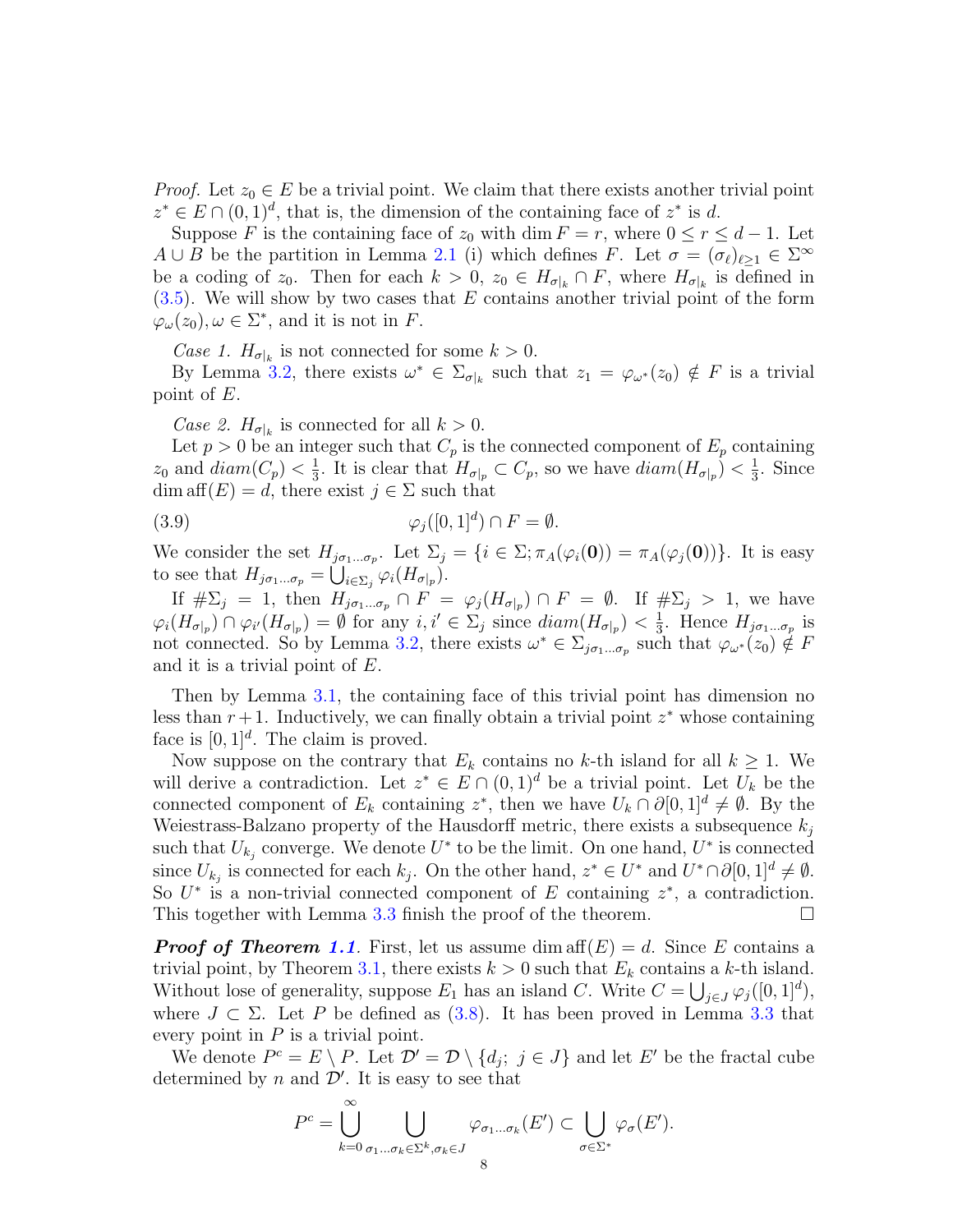*Proof.* Let $z_0 \in E$ be a trivial point. We claim that there exists another trivial point $z^* \in E \cap (0,1)^d$, that is, the dimension of the containing face of $z^*$ is $d$.

Suppose $F$ is the containing face of $z_0$ with $\dim F = r$, where $0 \le r \le d-1$. Let $A \cup B$ be the partition in Lemma 2.1 (i) which defines $F$. Let $\sigma = (\sigma_\ell)_{\ell \ge 1} \in \Sigma^\infty$ be a coding of $z_0$. Then for each $k > 0$, $z_0 \in H_{\sigma|_k} \cap F$, where $H_{\sigma|_k}$ is defined in (3.5). We will show by two cases that $E$ contains another trivial point of the form $\varphi_\omega(z_0), \omega \in \Sigma^*$, and it is not in $F$.

*Case 1.* $H_{\sigma|_k}$ is not connected for some $k > 0$.

By Lemma 3.2, there exists $\omega^* \in \Sigma_{\sigma|_k}$ such that $z_1 = \varphi_{\omega^*}(z_0) \notin F$ is a trivial point of $E$.

*Case 2.* $H_{\sigma|_k}$ is connected for all $k > 0$.

Let $p > 0$ be an integer such that $C_p$ is the connected component of $E_p$ containing $z_0$ and $diam(C_p) < \frac{1}{3}$. It is clear that $H_{\sigma|_p} \subset C_p$, so we have $diam(H_{\sigma|_p}) < \frac{1}{3}$. Since $\dim \mathrm{aff}(E) = d$, there exist $j \in \Sigma$ such that

$$\varphi_j([0,1]^d) \cap F = \emptyset. \tag{3.9}$$

We consider the set $H_{j\sigma_1\ldots\sigma_p}$. Let $\Sigma_j = \{i \in \Sigma; \pi_A(\varphi_i(\mathbf{0})) = \pi_A(\varphi_j(\mathbf{0}))\}$. It is easy to see that $H_{j\sigma_1\ldots\sigma_p} = \bigcup_{i \in \Sigma_j} \varphi_i(H_{\sigma|_p})$.

If $\#\Sigma_j = 1$, then $H_{j\sigma_1\ldots\sigma_p} \cap F = \varphi_j(H_{\sigma|_p}) \cap F = \emptyset$. If $\#\Sigma_j > 1$, we have $\varphi_i(H_{\sigma|_p}) \cap \varphi_{i'}(H_{\sigma|_p}) = \emptyset$ for any $i, i' \in \Sigma_j$ since $diam(H_{\sigma|_p}) < \frac{1}{3}$. Hence $H_{j\sigma_1\ldots\sigma_p}$ is not connected. So by Lemma 3.2, there exists $\omega^* \in \Sigma_{j\sigma_1\ldots\sigma_p}$ such that $\varphi_{\omega^*}(z_0) \notin F$ and it is a trivial point of $E$.

Then by Lemma 3.1, the containing face of this trivial point has dimension no less than $r+1$. Inductively, we can finally obtain a trivial point $z^*$ whose containing face is $[0,1]^d$. The claim is proved.

Now suppose on the contrary that $E_k$ contains no $k$-th island for all $k \ge 1$. We will derive a contradiction. Let $z^* \in E \cap (0,1)^d$ be a trivial point. Let $U_k$ be the connected component of $E_k$ containing $z^*$, then we have $U_k \cap \partial[0,1]^d \neq \emptyset$. By the Weiestrass-Balzano property of the Hausdorff metric, there exists a subsequence $k_j$ such that $U_{k_j}$ converge. We denote $U^*$ to be the limit. On one hand, $U^*$ is connected since $U_{k_j}$ is connected for each $k_j$. On the other hand, $z^* \in U^*$ and $U^* \cap \partial[0,1]^d \neq \emptyset$. So $U^*$ is a non-trivial connected component of $E$ containing $z^*$, a contradiction. This together with Lemma 3.3 finish the proof of the theorem. $\square$

***Proof of Theorem 1.1.*** First, let us assume $\dim \mathrm{aff}(E) = d$. Since $E$ contains a trivial point, by Theorem 3.1, there exists $k > 0$ such that $E_k$ contains a $k$-th island. Without lose of generality, suppose $E_1$ has an island $C$. Write $C = \bigcup_{j \in J} \varphi_j([0,1]^d)$, where $J \subset \Sigma$. Let $P$ be defined as (3.8). It has been proved in Lemma 3.3 that every point in $P$ is a trivial point.

We denote $P^c = E \setminus P$. Let $\mathcal{D}' = \mathcal{D} \setminus \{d_j;\ j \in J\}$ and let $E'$ be the fractal cube determined by $n$ and $\mathcal{D}'$. It is easy to see that

$$P^c = \bigcup_{k=0}^{\infty} \bigcup_{\sigma_1\ldots\sigma_k \in \Sigma^k, \sigma_k \in J} \varphi_{\sigma_1\ldots\sigma_k}(E') \subset \bigcup_{\sigma \in \Sigma^*} \varphi_\sigma(E').$$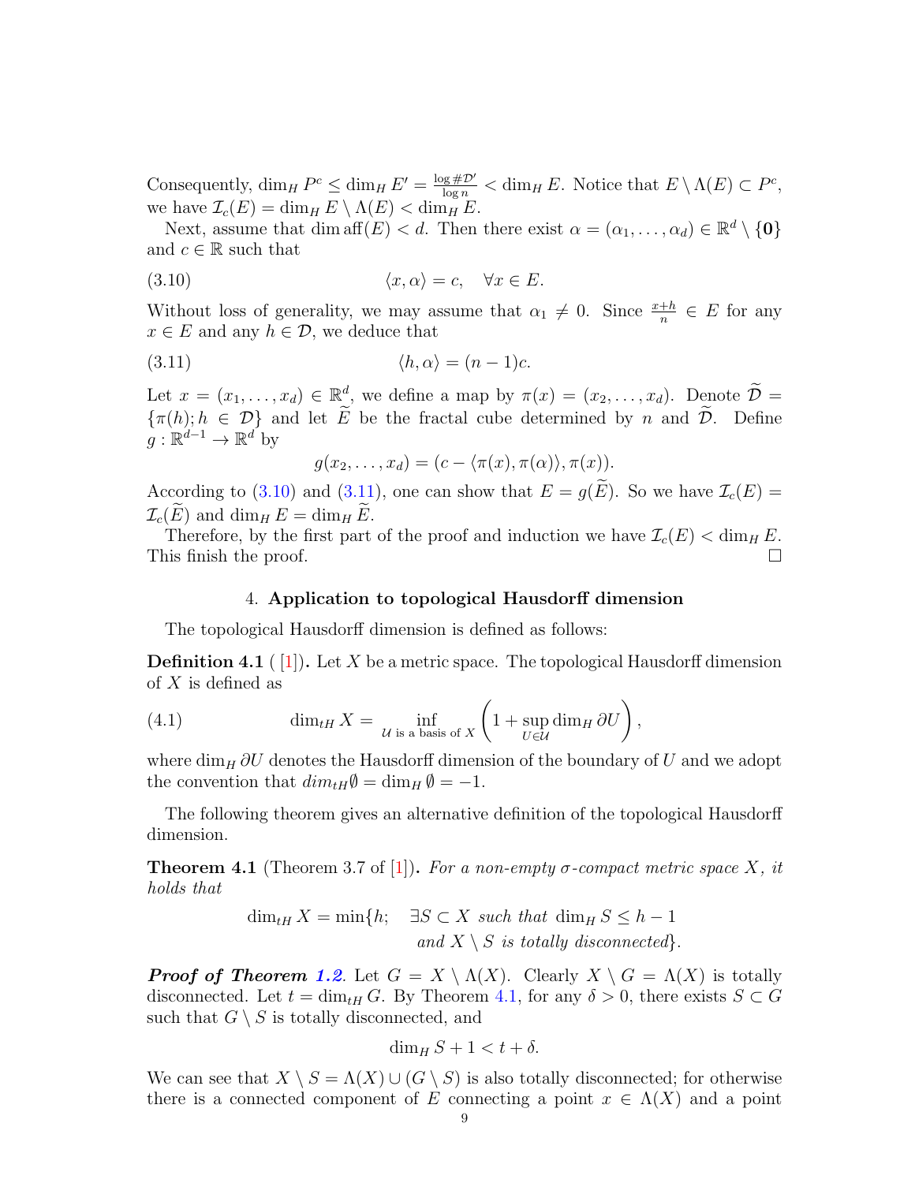Consequently, $\dim_H P^c \le \dim_H E' = \frac{\log \# \mathcal{D}'}{\log n} < \dim_H E$. Notice that $E \setminus \Lambda(E) \subset P^c$, we have $\mathcal{I}_c(E) = \dim_H E \setminus \Lambda(E) < \dim_H E$.

Next, assume that $\dim \operatorname{aff}(E) < d$. Then there exist $\alpha = (\alpha_1, \dots, \alpha_d) \in \mathbb{R}^d \setminus \{\mathbf{0}\}$ and $c \in \mathbb{R}$ such that

$$\langle x, \alpha \rangle = c, \quad \forall x \in E. \tag{3.10}$$

Without loss of generality, we may assume that $\alpha_1 \neq 0$. Since $\frac{x+h}{n} \in E$ for any $x \in E$ and any $h \in \mathcal{D}$, we deduce that

$$\langle h, \alpha \rangle = (n-1)c. \tag{3.11}$$

Let $x = (x_1, \dots, x_d) \in \mathbb{R}^d$, we define a map by $\pi(x) = (x_2, \dots, x_d)$. Denote $\widetilde{\mathcal{D}} = \{\pi(h); h \in \mathcal{D}\}$ and let $\widetilde{E}$ be the fractal cube determined by $n$ and $\widetilde{\mathcal{D}}$. Define $g : \mathbb{R}^{d-1} \to \mathbb{R}^d$ by

$$g(x_2, \dots, x_d) = (c - \langle \pi(x), \pi(\alpha) \rangle, \pi(x)).$$

According to (3.10) and (3.11), one can show that $E = g(\widetilde{E})$. So we have $\mathcal{I}_c(E) = \mathcal{I}_c(\widetilde{E})$ and $\dim_H E = \dim_H \widetilde{E}$.

Therefore, by the first part of the proof and induction we have $\mathcal{I}_c(E) < \dim_H E$. This finish the proof. $\square$

## 4. Application to topological Hausdorff dimension

The topological Hausdorff dimension is defined as follows:

**Definition 4.1** ( [1]). Let $X$ be a metric space. The topological Hausdorff dimension of $X$ is defined as

$$\dim_{tH} X = \inf_{\mathcal{U} \text{ is a basis of } X} \left( 1 + \sup_{U \in \mathcal{U}} \dim_H \partial U \right), \tag{4.1}$$

where $\dim_H \partial U$ denotes the Hausdorff dimension of the boundary of $U$ and we adopt the convention that $dim_{tH} \emptyset = \dim_H \emptyset = -1$.

The following theorem gives an alternative definition of the topological Hausdorff dimension.

**Theorem 4.1** (Theorem 3.7 of [1]). *For a non-empty $\sigma$-compact metric space $X$, it holds that*

$$\dim_{tH} X = \min\{h; \quad \exists S \subset X \text{ such that } \dim_H S \le h - 1 \text{ and } X \setminus S \text{ is totally disconnected}\}.$$

***Proof of Theorem 1.2***. Let $G = X \setminus \Lambda(X)$. Clearly $X \setminus G = \Lambda(X)$ is totally disconnected. Let $t = \dim_{tH} G$. By Theorem 4.1, for any $\delta > 0$, there exists $S \subset G$ such that $G \setminus S$ is totally disconnected, and

$$\dim_H S + 1 < t + \delta.$$

We can see that $X \setminus S = \Lambda(X) \cup (G \setminus S)$ is also totally disconnected; for otherwise there is a connected component of $E$ connecting a point $x \in \Lambda(X)$ and a point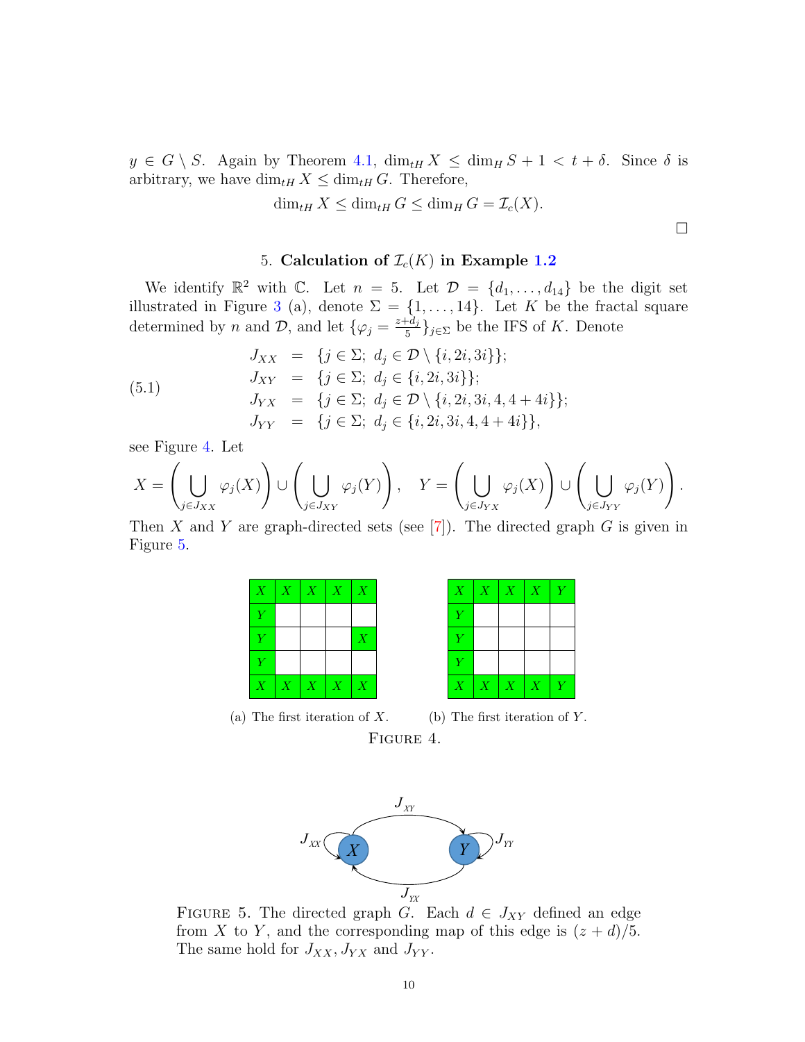$y \in G \setminus S$. Again by Theorem 4.1, $\dim_{tH} X \leq \dim_H S + 1 < t + \delta$. Since $\delta$ is arbitrary, we have $\dim_{tH} X \leq \dim_{tH} G$. Therefore,

$$\dim_{tH} X \leq \dim_{tH} G \leq \dim_H G = \mathcal{I}_c(X).$$

□

## 5. Calculation of $\mathcal{I}_c(K)$ in Example 1.2

We identify $\mathbb{R}^2$ with $\mathbb{C}$. Let $n = 5$. Let $\mathcal{D} = \{d_1, \ldots, d_{14}\}$ be the digit set illustrated in Figure 3 (a), denote $\Sigma = \{1, \ldots, 14\}$. Let $K$ be the fractal square determined by $n$ and $\mathcal{D}$, and let $\{\varphi_j = \frac{z+d_j}{5}\}_{j\in\Sigma}$ be the IFS of $K$. Denote

$$
\begin{aligned}
J_{XX} &= \{j \in \Sigma;\ d_j \in \mathcal{D} \setminus \{i, 2i, 3i\}\}; \\
J_{XY} &= \{j \in \Sigma;\ d_j \in \{i, 2i, 3i\}\}; \\
J_{YX} &= \{j \in \Sigma;\ d_j \in \mathcal{D} \setminus \{i, 2i, 3i, 4, 4+4i\}\}; \\
J_{YY} &= \{j \in \Sigma;\ d_j \in \{i, 2i, 3i, 4, 4+4i\}\},
\end{aligned}
\tag{5.1}
$$

see Figure 4. Let

$$X = \left(\bigcup_{j\in J_{XX}} \varphi_j(X)\right) \cup \left(\bigcup_{j\in J_{XY}} \varphi_j(Y)\right), \quad Y = \left(\bigcup_{j\in J_{YX}} \varphi_j(X)\right) \cup \left(\bigcup_{j\in J_{YY}} \varphi_j(Y)\right).$$

Then $X$ and $Y$ are graph-directed sets (see [7]). The directed graph $G$ is given in Figure 5.

| X | X | X | X | X |
|---|---|---|---|---|
| Y | | | | |
| Y | | | | X |
| Y | | | | |
| X | X | X | X | X |

(a) The first iteration of $X$.

| X | X | X | X | Y |
|---|---|---|---|---|
| Y | | | | |
| Y | | | | |
| Y | | | | |
| X | X | X | X | Y |

(b) The first iteration of $Y$.

Figure 4.

Figure 5. The directed graph $G$. Each $d \in J_{XY}$ defined an edge from $X$ to $Y$, and the corresponding map of this edge is $(z + d)/5$. The same hold for $J_{XX}, J_{YX}$ and $J_{YY}$.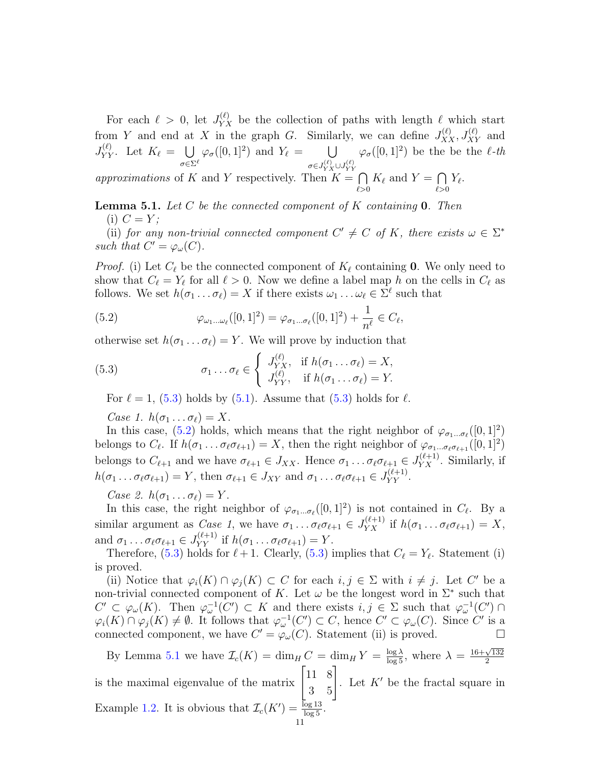For each $\ell > 0$, let $J_{YX}^{(\ell)}$ be the collection of paths with length $\ell$ which start from $Y$ and end at $X$ in the graph $G$. Similarly, we can define $J_{XX}^{(\ell)}, J_{XY}^{(\ell)}$ and $J_{YY}^{(\ell)}$. Let $K_\ell = \bigcup_{\sigma \in \Sigma^\ell} \varphi_\sigma([0,1]^2)$ and $Y_\ell = \bigcup_{\sigma \in J_{YX}^{(\ell)} \cup J_{YY}^{(\ell)}} \varphi_\sigma([0,1]^2)$ be the be the *$\ell$-th approximations* of $K$ and $Y$ respectively. Then $K = \bigcap_{\ell > 0} K_\ell$ and $Y = \bigcap_{\ell > 0} Y_\ell$.

**Lemma 5.1.** *Let $C$ be the connected component of $K$ containing $\mathbf{0}$. Then*
(i) *$C = Y$;*
(ii) *for any non-trivial connected component $C' \neq C$ of $K$, there exists $\omega \in \Sigma^*$ such that $C' = \varphi_\omega(C)$.*

*Proof.* (i) Let $C_\ell$ be the connected component of $K_\ell$ containing $\mathbf{0}$. We only need to show that $C_\ell = Y_\ell$ for all $\ell > 0$. Now we define a label map $h$ on the cells in $C_\ell$ as follows. We set $h(\sigma_1 \dots \sigma_\ell) = X$ if there exists $\omega_1 \dots \omega_\ell \in \Sigma^\ell$ such that

$$\varphi_{\omega_1 \dots \omega_\ell}([0,1]^2) = \varphi_{\sigma_1 \dots \sigma_\ell}([0,1]^2) + \frac{1}{n^\ell} \in C_\ell, \tag{5.2}$$

otherwise set $h(\sigma_1 \dots \sigma_\ell) = Y$. We will prove by induction that

$$\sigma_1 \dots \sigma_\ell \in \begin{cases} J_{YX}^{(\ell)}, & \text{if } h(\sigma_1 \dots \sigma_\ell) = X, \\ J_{YY}^{(\ell)}, & \text{if } h(\sigma_1 \dots \sigma_\ell) = Y. \end{cases} \tag{5.3}$$

For $\ell = 1$, (5.3) holds by (5.1). Assume that (5.3) holds for $\ell$.

*Case 1.* $h(\sigma_1 \dots \sigma_\ell) = X$.

In this case, (5.2) holds, which means that the right neighbor of $\varphi_{\sigma_1 \dots \sigma_\ell}([0,1]^2)$ belongs to $C_\ell$. If $h(\sigma_1 \dots \sigma_\ell \sigma_{\ell+1}) = X$, then the right neighbor of $\varphi_{\sigma_1 \dots \sigma_\ell \sigma_{\ell+1}}([0,1]^2)$ belongs to $C_{\ell+1}$ and we have $\sigma_{\ell+1} \in J_{XX}$. Hence $\sigma_1 \dots \sigma_\ell \sigma_{\ell+1} \in J_{YX}^{(\ell+1)}$. Similarly, if $h(\sigma_1 \dots \sigma_\ell \sigma_{\ell+1}) = Y$, then $\sigma_{\ell+1} \in J_{XY}$ and $\sigma_1 \dots \sigma_\ell \sigma_{\ell+1} \in J_{YY}^{(\ell+1)}$.

*Case 2.* $h(\sigma_1 \dots \sigma_\ell) = Y$.

In this case, the right neighbor of $\varphi_{\sigma_1 \dots \sigma_\ell}([0,1]^2)$ is not contained in $C_\ell$. By a similar argument as *Case 1*, we have $\sigma_1 \dots \sigma_\ell \sigma_{\ell+1} \in J_{YX}^{(\ell+1)}$ if $h(\sigma_1 \dots \sigma_\ell \sigma_{\ell+1}) = X$, and $\sigma_1 \dots \sigma_\ell \sigma_{\ell+1} \in J_{YY}^{(\ell+1)}$ if $h(\sigma_1 \dots \sigma_\ell \sigma_{\ell+1}) = Y$.

Therefore, (5.3) holds for $\ell + 1$. Clearly, (5.3) implies that $C_\ell = Y_\ell$. Statement (i) is proved.

(ii) Notice that $\varphi_i(K) \cap \varphi_j(K) \subset C$ for each $i, j \in \Sigma$ with $i \neq j$. Let $C'$ be a non-trivial connected component of $K$. Let $\omega$ be the longest word in $\Sigma^*$ such that $C' \subset \varphi_\omega(K)$. Then $\varphi_\omega^{-1}(C') \subset K$ and there exists $i, j \in \Sigma$ such that $\varphi_\omega^{-1}(C') \cap \varphi_i(K) \cap \varphi_j(K) \neq \emptyset$. It follows that $\varphi_\omega^{-1}(C') \subset C$, hence $C' \subset \varphi_\omega(C)$. Since $C'$ is a connected component, we have $C' = \varphi_\omega(C)$. Statement (ii) is proved. $\square$

By Lemma 5.1 we have $\mathcal{I}_c(K) = \dim_H C = \dim_H Y = \frac{\log \lambda}{\log 5}$, where $\lambda = \frac{16 + \sqrt{132}}{2}$ is the maximal eigenvalue of the matrix $\begin{bmatrix} 11 & 8 \\ 3 & 5 \end{bmatrix}$. Let $K'$ be the fractal square in Example 1.2. It is obvious that $\mathcal{I}_c(K') = \frac{\log 13}{\log 5}$.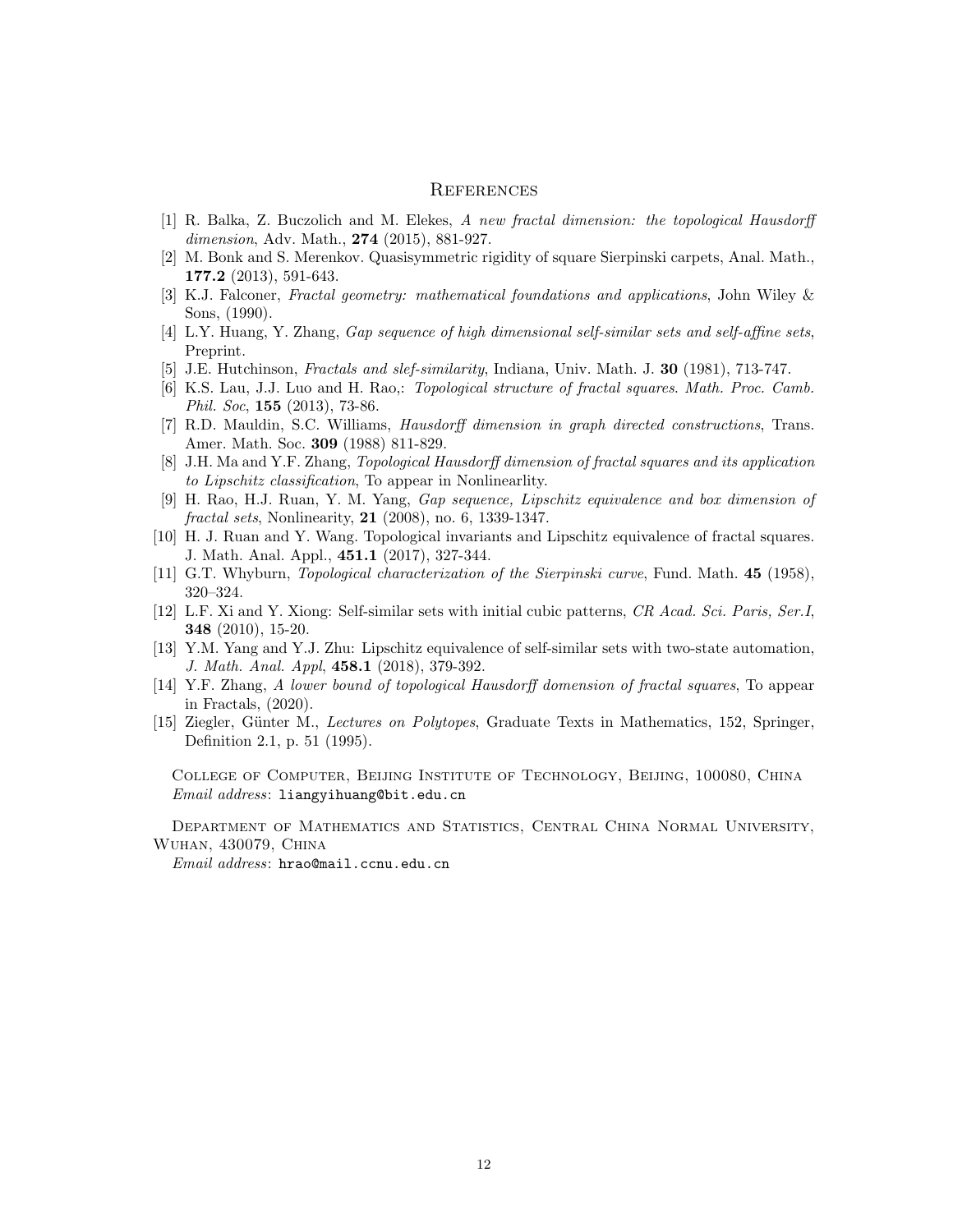## References

[1] R. Balka, Z. Buczolich and M. Elekes, *A new fractal dimension: the topological Hausdorff dimension*, Adv. Math., **274** (2015), 881-927.

[2] M. Bonk and S. Merenkov. Quasisymmetric rigidity of square Sierpinski carpets, Anal. Math., **177.2** (2013), 591-643.

[3] K.J. Falconer, *Fractal geometry: mathematical foundations and applications*, John Wiley & Sons, (1990).

[4] L.Y. Huang, Y. Zhang, *Gap sequence of high dimensional self-similar sets and self-affine sets*, Preprint.

[5] J.E. Hutchinson, *Fractals and slef-similarity*, Indiana, Univ. Math. J. **30** (1981), 713-747.

[6] K.S. Lau, J.J. Luo and H. Rao,: *Topological structure of fractal squares. Math. Proc. Camb. Phil. Soc*, **155** (2013), 73-86.

[7] R.D. Mauldin, S.C. Williams, *Hausdorff dimension in graph directed constructions*, Trans. Amer. Math. Soc. **309** (1988) 811-829.

[8] J.H. Ma and Y.F. Zhang, *Topological Hausdorff dimension of fractal squares and its application to Lipschitz classification*, To appear in Nonlinearlity.

[9] H. Rao, H.J. Ruan, Y. M. Yang, *Gap sequence, Lipschitz equivalence and box dimension of fractal sets*, Nonlinearity, **21** (2008), no. 6, 1339-1347.

[10] H. J. Ruan and Y. Wang. Topological invariants and Lipschitz equivalence of fractal squares. J. Math. Anal. Appl., **451.1** (2017), 327-344.

[11] G.T. Whyburn, *Topological characterization of the Sierpinski curve*, Fund. Math. **45** (1958), 320–324.

[12] L.F. Xi and Y. Xiong: Self-similar sets with initial cubic patterns, *CR Acad. Sci. Paris, Ser.I*, **348** (2010), 15-20.

[13] Y.M. Yang and Y.J. Zhu: Lipschitz equivalence of self-similar sets with two-state automation, *J. Math. Anal. Appl*, **458.1** (2018), 379-392.

[14] Y.F. Zhang, *A lower bound of topological Hausdorff domension of fractal squares*, To appear in Fractals, (2020).

[15] Ziegler, Günter M., *Lectures on Polytopes*, Graduate Texts in Mathematics, 152, Springer, Definition 2.1, p. 51 (1995).

College of Computer, Beijing Institute of Technology, Beijing, 100080, China
*Email address*: liangyihuang@bit.edu.cn

Department of Mathematics and Statistics, Central China Normal University, Wuhan, 430079, China
*Email address*: hrao@mail.ccnu.edu.cn